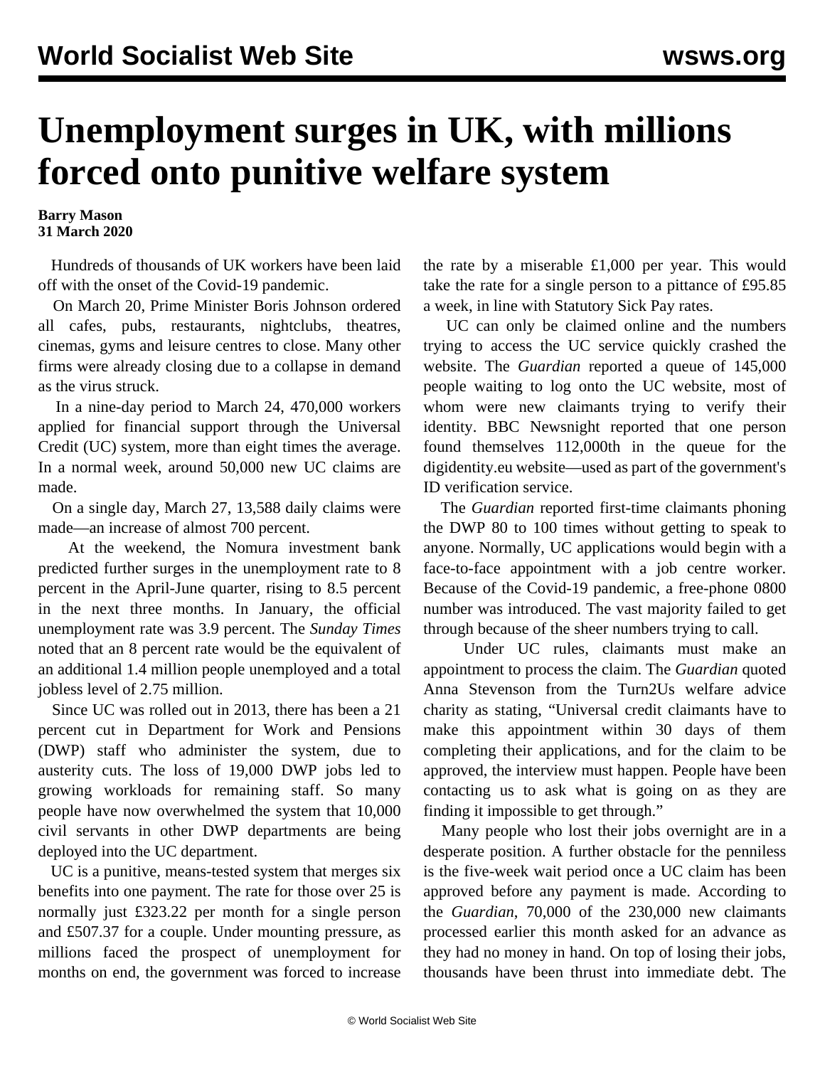# Unemployment surges in UK, with millions forced onto punitive welfare system

**Barry Mason**
**31 March 2020**

Hundreds of thousands of UK workers have been laid off with the onset of the Covid-19 pandemic.

On March 20, Prime Minister Boris Johnson ordered all cafes, pubs, restaurants, nightclubs, theatres, cinemas, gyms and leisure centres to close. Many other firms were already closing due to a collapse in demand as the virus struck.

In a nine-day period to March 24, 470,000 workers applied for financial support through the Universal Credit (UC) system, more than eight times the average. In a normal week, around 50,000 new UC claims are made.

On a single day, March 27, 13,588 daily claims were made—an increase of almost 700 percent.

At the weekend, the Nomura investment bank predicted further surges in the unemployment rate to 8 percent in the April-June quarter, rising to 8.5 percent in the next three months. In January, the official unemployment rate was 3.9 percent. The *Sunday Times* noted that an 8 percent rate would be the equivalent of an additional 1.4 million people unemployed and a total jobless level of 2.75 million.

Since UC was rolled out in 2013, there has been a 21 percent cut in Department for Work and Pensions (DWP) staff who administer the system, due to austerity cuts. The loss of 19,000 DWP jobs led to growing workloads for remaining staff. So many people have now overwhelmed the system that 10,000 civil servants in other DWP departments are being deployed into the UC department.

UC is a punitive, means-tested system that merges six benefits into one payment. The rate for those over 25 is normally just £323.22 per month for a single person and £507.37 for a couple. Under mounting pressure, as millions faced the prospect of unemployment for months on end, the government was forced to increase the rate by a miserable £1,000 per year. This would take the rate for a single person to a pittance of £95.85 a week, in line with Statutory Sick Pay rates.

UC can only be claimed online and the numbers trying to access the UC service quickly crashed the website. The *Guardian* reported a queue of 145,000 people waiting to log onto the UC website, most of whom were new claimants trying to verify their identity. BBC Newsnight reported that one person found themselves 112,000th in the queue for the digidentity.eu website—used as part of the government's ID verification service.

The *Guardian* reported first-time claimants phoning the DWP 80 to 100 times without getting to speak to anyone. Normally, UC applications would begin with a face-to-face appointment with a job centre worker. Because of the Covid-19 pandemic, a free-phone 0800 number was introduced. The vast majority failed to get through because of the sheer numbers trying to call.

Under UC rules, claimants must make an appointment to process the claim. The *Guardian* quoted Anna Stevenson from the Turn2Us welfare advice charity as stating, "Universal credit claimants have to make this appointment within 30 days of them completing their applications, and for the claim to be approved, the interview must happen. People have been contacting us to ask what is going on as they are finding it impossible to get through."

Many people who lost their jobs overnight are in a desperate position. A further obstacle for the penniless is the five-week wait period once a UC claim has been approved before any payment is made. According to the *Guardian*, 70,000 of the 230,000 new claimants processed earlier this month asked for an advance as they had no money in hand. On top of losing their jobs, thousands have been thrust into immediate debt. The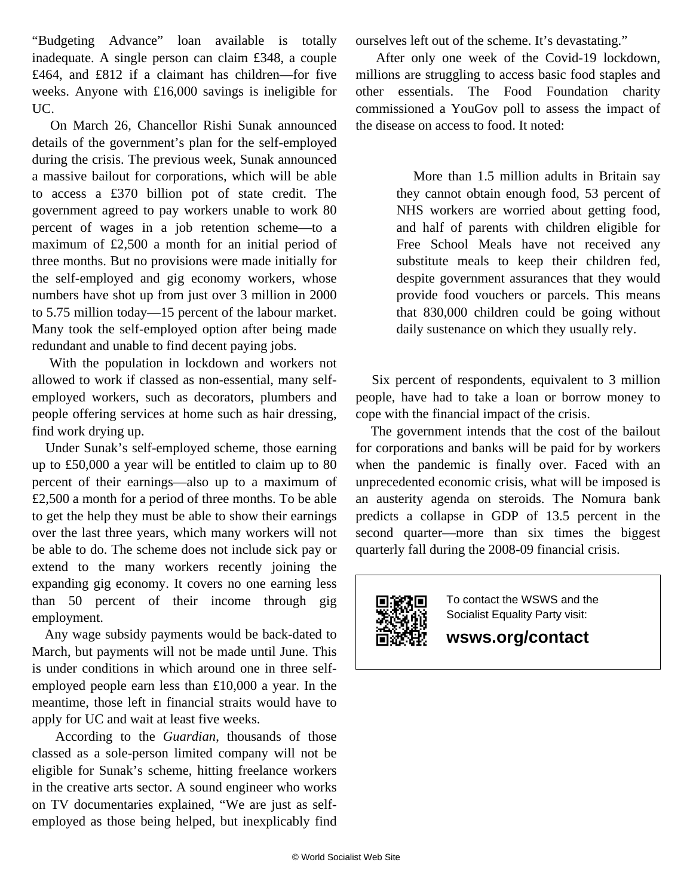"Budgeting Advance" loan available is totally inadequate. A single person can claim £348, a couple £464, and £812 if a claimant has children—for five weeks. Anyone with £16,000 savings is ineligible for UC.

On March 26, Chancellor Rishi Sunak announced details of the government's plan for the self-employed during the crisis. The previous week, Sunak announced a massive bailout for corporations, which will be able to access a £370 billion pot of state credit. The government agreed to pay workers unable to work 80 percent of wages in a job retention scheme—to a maximum of £2,500 a month for an initial period of three months. But no provisions were made initially for the self-employed and gig economy workers, whose numbers have shot up from just over 3 million in 2000 to 5.75 million today—15 percent of the labour market. Many took the self-employed option after being made redundant and unable to find decent paying jobs.

With the population in lockdown and workers not allowed to work if classed as non-essential, many self-employed workers, such as decorators, plumbers and people offering services at home such as hair dressing, find work drying up.

Under Sunak's self-employed scheme, those earning up to £50,000 a year will be entitled to claim up to 80 percent of their earnings—also up to a maximum of £2,500 a month for a period of three months. To be able to get the help they must be able to show their earnings over the last three years, which many workers will not be able to do. The scheme does not include sick pay or extend to the many workers recently joining the expanding gig economy. It covers no one earning less than 50 percent of their income through gig employment.

Any wage subsidy payments would be back-dated to March, but payments will not be made until June. This is under conditions in which around one in three self-employed people earn less than £10,000 a year. In the meantime, those left in financial straits would have to apply for UC and wait at least five weeks.

According to the *Guardian*, thousands of those classed as a sole-person limited company will not be eligible for Sunak's scheme, hitting freelance workers in the creative arts sector. A sound engineer who works on TV documentaries explained, "We are just as self-employed as those being helped, but inexplicably find ourselves left out of the scheme. It's devastating."

After only one week of the Covid-19 lockdown, millions are struggling to access basic food staples and other essentials. The Food Foundation charity commissioned a YouGov poll to assess the impact of the disease on access to food. It noted:

> More than 1.5 million adults in Britain say they cannot obtain enough food, 53 percent of NHS workers are worried about getting food, and half of parents with children eligible for Free School Meals have not received any substitute meals to keep their children fed, despite government assurances that they would provide food vouchers or parcels. This means that 830,000 children could be going without daily sustenance on which they usually rely.

Six percent of respondents, equivalent to 3 million people, have had to take a loan or borrow money to cope with the financial impact of the crisis.

The government intends that the cost of the bailout for corporations and banks will be paid for by workers when the pandemic is finally over. Faced with an unprecedented economic crisis, what will be imposed is an austerity agenda on steroids. The Nomura bank predicts a collapse in GDP of 13.5 percent in the second quarter—more than six times the biggest quarterly fall during the 2008-09 financial crisis.

To contact the WSWS and the Socialist Equality Party visit:

**wsws.org/contact**